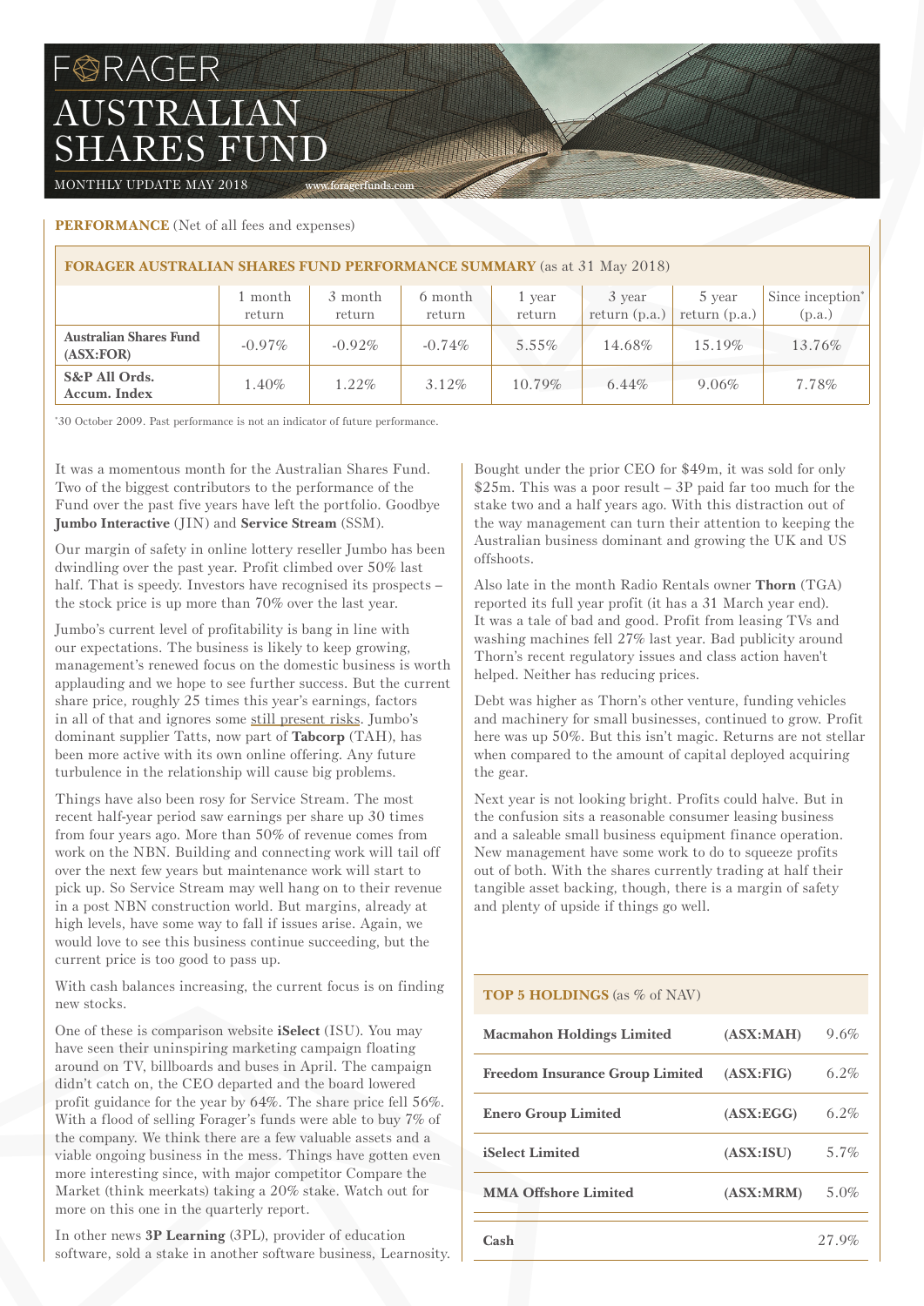# FORAGER AUSTRALIAN SHARES FUND

MONTHLY UPDATE MAY 2018 www.foragerfunds.com

**PERFORMANCE** (Net of all fees and expenses)

**FORAGER AUSTRALIAN SHARES FUND PERFORMANCE SUMMARY** (as at 31 May 2018)

| | 1 month return | 3 month return | 6 month return | 1 year return | 3 year return (p.a.) | 5 year return (p.a.) | Since inception* (p.a.) |
|---|---|---|---|---|---|---|---|
| **Australian Shares Fund (ASX:FOR)** | -0.97% | -0.92% | -0.74% | 5.55% | 14.68% | 15.19% | 13.76% |
| **S&P All Ords. Accum. Index** | 1.40% | 1.22% | 3.12% | 10.79% | 6.44% | 9.06% | 7.78% |

*30 October 2009. Past performance is not an indicator of future performance.

It was a momentous month for the Australian Shares Fund. Two of the biggest contributors to the performance of the Fund over the past five years have left the portfolio. Goodbye **Jumbo Interactive** (JIN) and **Service Stream** (SSM).

Our margin of safety in online lottery reseller Jumbo has been dwindling over the past year. Profit climbed over 50% last half. That is speedy. Investors have recognised its prospects – the stock price is up more than 70% over the last year.

Jumbo's current level of profitability is bang in line with our expectations. The business is likely to keep growing, management's renewed focus on the domestic business is worth applauding and we hope to see further success. But the current share price, roughly 25 times this year's earnings, factors in all of that and ignores some still present risks. Jumbo's dominant supplier Tatts, now part of **Tabcorp** (TAH), has been more active with its own online offering. Any future turbulence in the relationship will cause big problems.

Things have also been rosy for Service Stream. The most recent half-year period saw earnings per share up 30 times from four years ago. More than 50% of revenue comes from work on the NBN. Building and connecting work will tail off over the next few years but maintenance work will start to pick up. So Service Stream may well hang on to their revenue in a post NBN construction world. But margins, already at high levels, have some way to fall if issues arise. Again, we would love to see this business continue succeeding, but the current price is too good to pass up.

With cash balances increasing, the current focus is on finding new stocks.

One of these is comparison website **iSelect** (ISU). You may have seen their uninspiring marketing campaign floating around on TV, billboards and buses in April. The campaign didn't catch on, the CEO departed and the board lowered profit guidance for the year by 64%. The share price fell 56%. With a flood of selling Forager's funds were able to buy 7% of the company. We think there are a few valuable assets and a viable ongoing business in the mess. Things have gotten even more interesting since, with major competitor Compare the Market (think meerkats) taking a 20% stake. Watch out for more on this one in the quarterly report.

In other news **3P Learning** (3PL), provider of education software, sold a stake in another software business, Learnosity. Bought under the prior CEO for $49m, it was sold for only $25m. This was a poor result – 3P paid far too much for the stake two and a half years ago. With this distraction out of the way management can turn their attention to keeping the Australian business dominant and growing the UK and US offshoots.

Also late in the month Radio Rentals owner **Thorn** (TGA) reported its full year profit (it has a 31 March year end). It was a tale of bad and good. Profit from leasing TVs and washing machines fell 27% last year. Bad publicity around Thorn's recent regulatory issues and class action haven't helped. Neither has reducing prices.

Debt was higher as Thorn's other venture, funding vehicles and machinery for small businesses, continued to grow. Profit here was up 50%. But this isn't magic. Returns are not stellar when compared to the amount of capital deployed acquiring the gear.

Next year is not looking bright. Profits could halve. But in the confusion sits a reasonable consumer leasing business and a saleable small business equipment finance operation. New management have some work to do to squeeze profits out of both. With the shares currently trading at half their tangible asset backing, though, there is a margin of safety and plenty of upside if things go well.

**TOP 5 HOLDINGS** (as % of NAV)

| | | |
|---|---|---|
| **Macmahon Holdings Limited** | **(ASX:MAH)** | 9.6% |
| **Freedom Insurance Group Limited** | **(ASX:FIG)** | 6.2% |
| **Enero Group Limited** | **(ASX:EGG)** | 6.2% |
| **iSelect Limited** | **(ASX:ISU)** | 5.7% |
| **MMA Offshore Limited** | **(ASX:MRM)** | 5.0% |
| **Cash** | | 27.9% |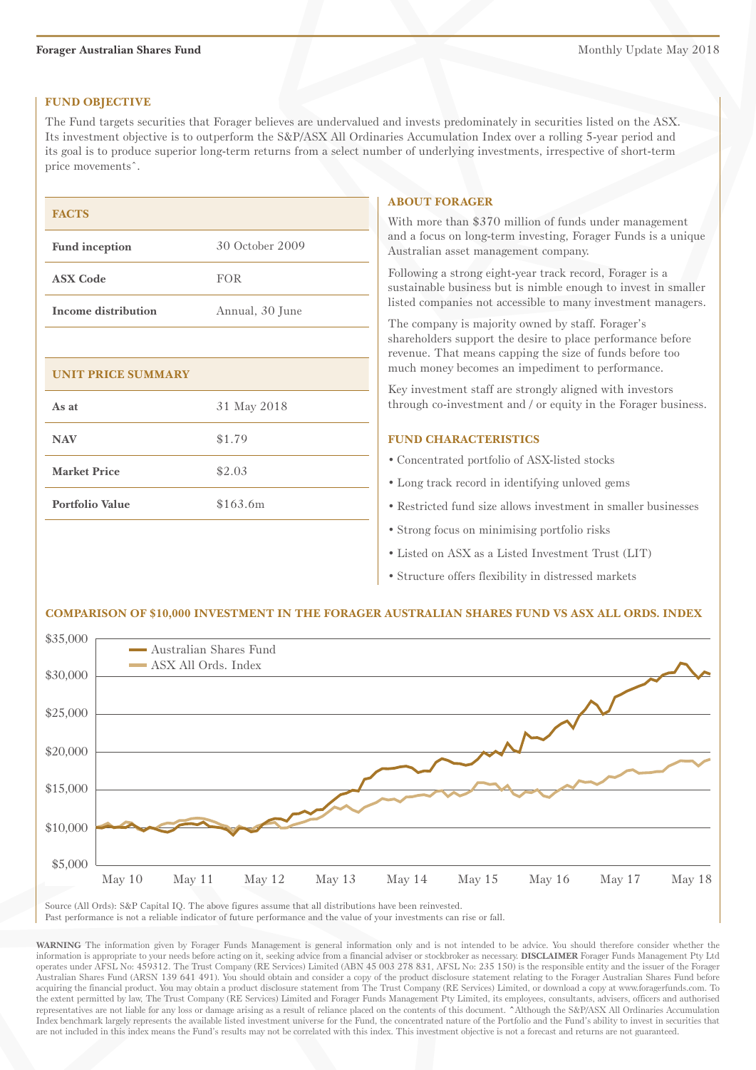**Forager Australian Shares Fund** Monthly Update May 2018

## FUND OBJECTIVE

The Fund targets securities that Forager believes are undervalued and invests predominately in securities listed on the ASX. Its investment objective is to outperform the S&P/ASX All Ordinaries Accumulation Index over a rolling 5-year period and its goal is to produce superior long-term returns from a select number of underlying investments, irrespective of short-term price movements^.

| FACTS | |
|---|---|
| **Fund inception** | 30 October 2009 |
| **ASX Code** | FOR |
| **Income distribution** | Annual, 30 June |

| UNIT PRICE SUMMARY | |
|---|---|
| **As at** | 31 May 2018 |
| **NAV** | $1.79 |
| **Market Price** | $2.03 |
| **Portfolio Value** | $163.6m |

## ABOUT FORAGER

With more than $370 million of funds under management and a focus on long-term investing, Forager Funds is a unique Australian asset management company.

Following a strong eight-year track record, Forager is a sustainable business but is nimble enough to invest in smaller listed companies not accessible to many investment managers.

The company is majority owned by staff. Forager's shareholders support the desire to place performance before revenue. That means capping the size of funds before too much money becomes an impediment to performance.

Key investment staff are strongly aligned with investors through co-investment and / or equity in the Forager business.

## FUND CHARACTERISTICS

- Concentrated portfolio of ASX-listed stocks
- Long track record in identifying unloved gems
- Restricted fund size allows investment in smaller businesses
- Strong focus on minimising portfolio risks
- Listed on ASX as a Listed Investment Trust (LIT)
- Structure offers flexibility in distressed markets

## COMPARISON OF $10,000 INVESTMENT IN THE FORAGER AUSTRALIAN SHARES FUND VS ASX ALL ORDS. INDEX

Australian Shares Fund
ASX All Ords. Index

$35,000
$30,000
$25,000
$20,000
$15,000
$10,000
$5,000

May 10 May 11 May 12 May 13 May 14 May 15 May 16 May 17 May 18

Source (All Ords): S&P Capital IQ. The above figures assume that all distributions have been reinvested.
Past performance is not a reliable indicator of future performance and the value of your investments can rise or fall.

**WARNING** The information given by Forager Funds Management is general information only and is not intended to be advice. You should therefore consider whether the information is appropriate to your needs before acting on it, seeking advice from a financial adviser or stockbroker as necessary. **DISCLAIMER** Forager Funds Management Pty Ltd operates under AFSL No: 459312. The Trust Company (RE Services) Limited (ABN 45 003 278 831, AFSL No: 235 150) is the responsible entity and the issuer of the Forager Australian Shares Fund (ARSN 139 641 491). You should obtain and consider a copy of the product disclosure statement relating to the Forager Australian Shares Fund before acquiring the financial product. You may obtain a product disclosure statement from The Trust Company (RE Services) Limited, or download a copy at www.foragerfunds.com. To the extent permitted by law, The Trust Company (RE Services) Limited and Forager Funds Management Pty Limited, its employees, consultants, advisers, officers and authorised representatives are not liable for any loss or damage arising as a result of reliance placed on the contents of this document. ^Although the S&P/ASX All Ordinaries Accumulation Index benchmark largely represents the available listed investment universe for the Fund, the concentrated nature of the Portfolio and the Fund's ability to invest in securities that are not included in this index means the Fund's results may not be correlated with this index. This investment objective is not a forecast and returns are not guaranteed.